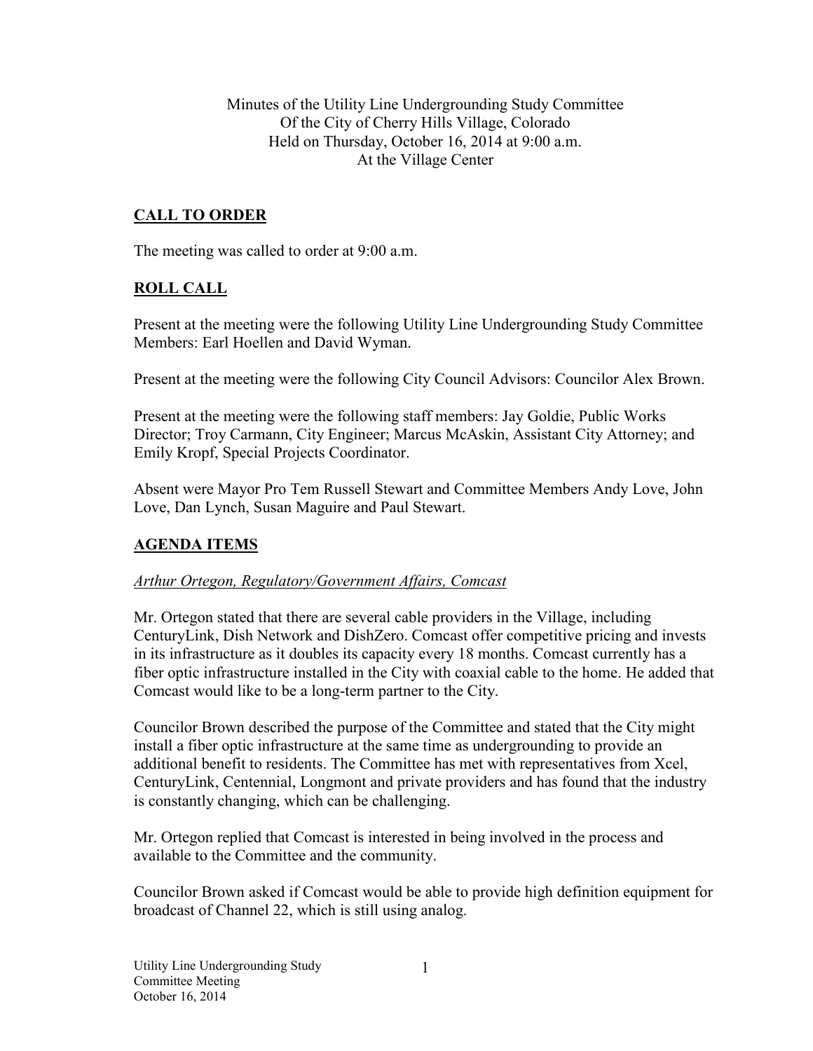Minutes of the Utility Line Undergrounding Study Committee
Of the City of Cherry Hills Village, Colorado
Held on Thursday, October 16, 2014 at 9:00 a.m.
At the Village Center

## CALL TO ORDER

The meeting was called to order at 9:00 a.m.

## ROLL CALL

Present at the meeting were the following Utility Line Undergrounding Study Committee Members: Earl Hoellen and David Wyman.

Present at the meeting were the following City Council Advisors: Councilor Alex Brown.

Present at the meeting were the following staff members: Jay Goldie, Public Works Director; Troy Carmann, City Engineer; Marcus McAskin, Assistant City Attorney; and Emily Kropf, Special Projects Coordinator.

Absent were Mayor Pro Tem Russell Stewart and Committee Members Andy Love, John Love, Dan Lynch, Susan Maguire and Paul Stewart.

## AGENDA ITEMS

*Arthur Ortegon, Regulatory/Government Affairs, Comcast*

Mr. Ortegon stated that there are several cable providers in the Village, including CenturyLink, Dish Network and DishZero. Comcast offer competitive pricing and invests in its infrastructure as it doubles its capacity every 18 months. Comcast currently has a fiber optic infrastructure installed in the City with coaxial cable to the home. He added that Comcast would like to be a long-term partner to the City.

Councilor Brown described the purpose of the Committee and stated that the City might install a fiber optic infrastructure at the same time as undergrounding to provide an additional benefit to residents. The Committee has met with representatives from Xcel, CenturyLink, Centennial, Longmont and private providers and has found that the industry is constantly changing, which can be challenging.

Mr. Ortegon replied that Comcast is interested in being involved in the process and available to the Committee and the community.

Councilor Brown asked if Comcast would be able to provide high definition equipment for broadcast of Channel 22, which is still using analog.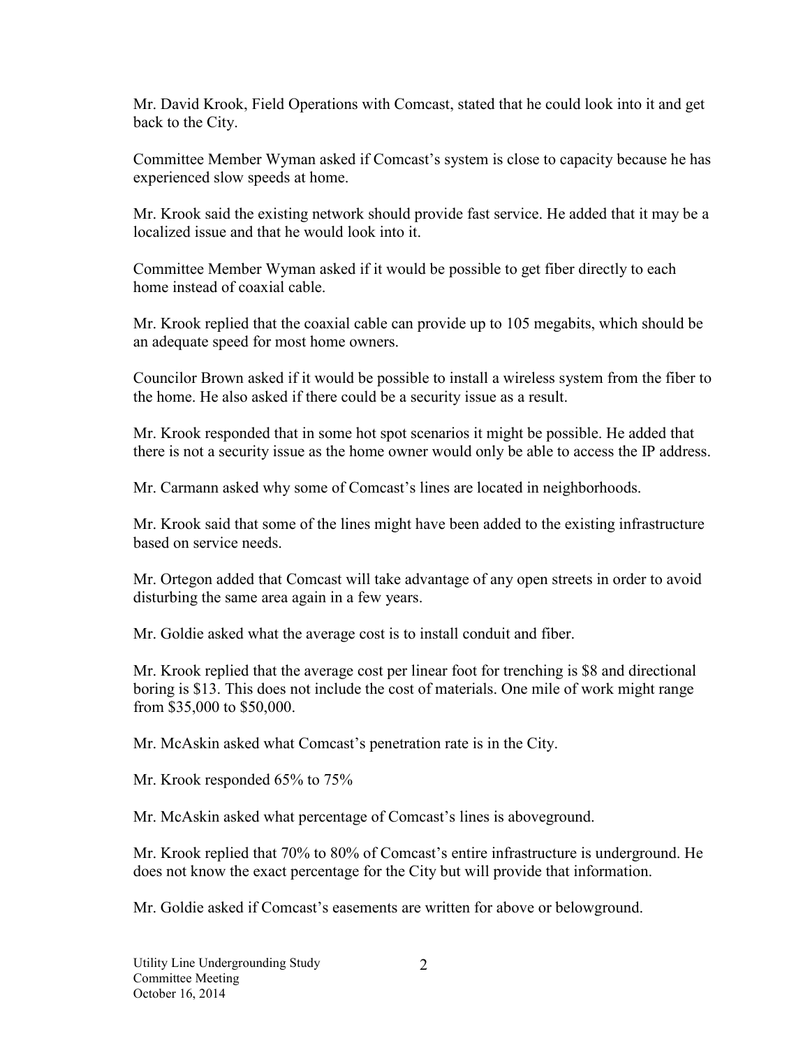Mr. David Krook, Field Operations with Comcast, stated that he could look into it and get back to the City.

Committee Member Wyman asked if Comcast's system is close to capacity because he has experienced slow speeds at home.

Mr. Krook said the existing network should provide fast service. He added that it may be a localized issue and that he would look into it.

Committee Member Wyman asked if it would be possible to get fiber directly to each home instead of coaxial cable.

Mr. Krook replied that the coaxial cable can provide up to 105 megabits, which should be an adequate speed for most home owners.

Councilor Brown asked if it would be possible to install a wireless system from the fiber to the home. He also asked if there could be a security issue as a result.

Mr. Krook responded that in some hot spot scenarios it might be possible. He added that there is not a security issue as the home owner would only be able to access the IP address.

Mr. Carmann asked why some of Comcast's lines are located in neighborhoods.

Mr. Krook said that some of the lines might have been added to the existing infrastructure based on service needs.

Mr. Ortegon added that Comcast will take advantage of any open streets in order to avoid disturbing the same area again in a few years.

Mr. Goldie asked what the average cost is to install conduit and fiber.

Mr. Krook replied that the average cost per linear foot for trenching is $8 and directional boring is $13. This does not include the cost of materials. One mile of work might range from $35,000 to $50,000.

Mr. McAskin asked what Comcast's penetration rate is in the City.

Mr. Krook responded 65% to 75%

Mr. McAskin asked what percentage of Comcast's lines is aboveground.

Mr. Krook replied that 70% to 80% of Comcast's entire infrastructure is underground. He does not know the exact percentage for the City but will provide that information.

Mr. Goldie asked if Comcast's easements are written for above or belowground.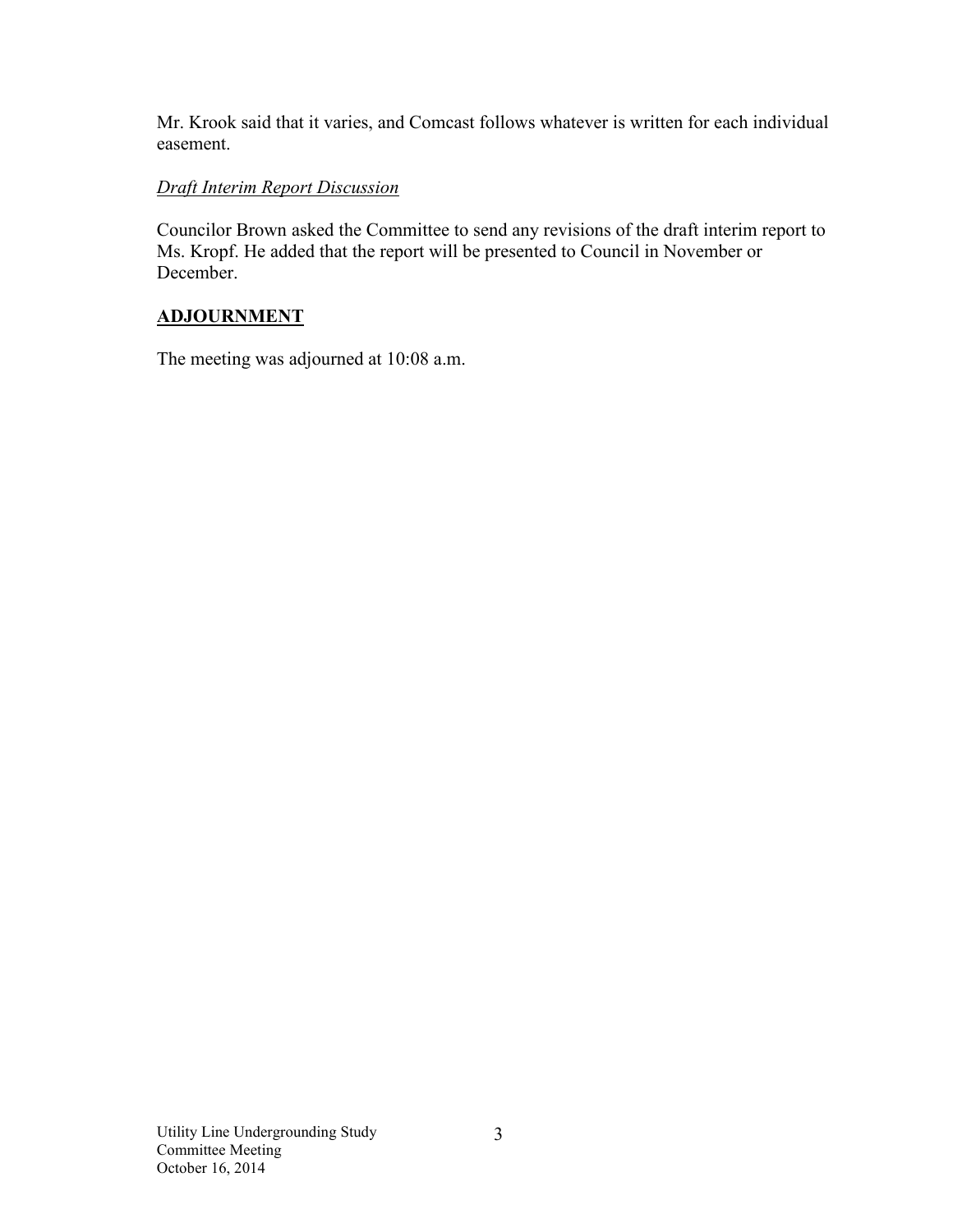Mr. Krook said that it varies, and Comcast follows whatever is written for each individual easement.

*Draft Interim Report Discussion*

Councilor Brown asked the Committee to send any revisions of the draft interim report to Ms. Kropf. He added that the report will be presented to Council in November or December.

## ADJOURNMENT

The meeting was adjourned at 10:08 a.m.